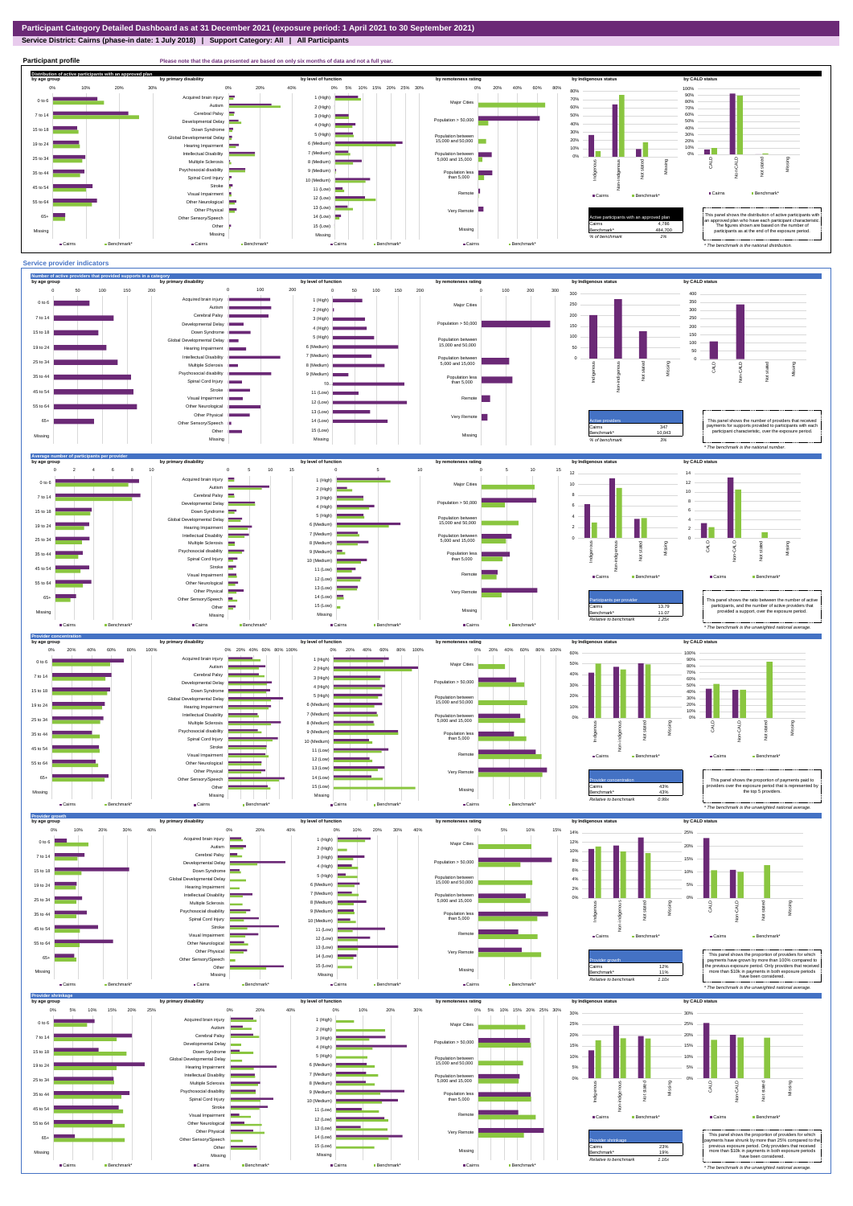# Participant Category Detailed Dashboard as at 31 December 2021 (exposure period: 1 April 2021 to 30 September 2021)

**Service District: Cairns (phase-in date: 1 July 2018) | Support Category: All | All Participants**

## Participant profile

Please note that the data presented are based on only six months of data and not a full year.

### Distribution of active participants with an approved plan

by age group | by primary disability | by level of function | by remoteness rating | by Indigenous status | by CALD status

| Active participants with an approved plan | |
|---|---|
| Cairns | 4,786 |
| Benchmark* | 484,700 |
| % of benchmark | 1% |

This panel shows the distribution of active participants with an approved plan who have each participant characteristic. The figures shown are based on the number of participants as at the end of the exposure period.

* The benchmark is the national distribution.

## Service provider indicators

### Number of active providers that provided supports in a category

by age group | by primary disability | by level of function | by remoteness rating | by Indigenous status | by CALD status

| Active providers | |
|---|---|
| Cairns | 347 |
| Benchmark* | 10,043 |
| % of benchmark | 3% |

This panel shows the number of providers that received payments for supports provided to participants with each participant characteristic, over the exposure period.

* The benchmark is the national number.

### Average number of participants per provider

by age group | by primary disability | by level of function | by remoteness rating | by Indigenous status | by CALD status

| Participants per provider | |
|---|---|
| Cairns | 13.79 |
| Benchmark* | 11.07 |
| Relative to benchmark | 1.25x |

This panel shows the ratio between the number of active participants, and the number of active providers that provided a support, over the exposure period.

* The benchmark is the unweighted national average.

### Provider concentration

by age group | by primary disability | by level of function | by remoteness rating | by Indigenous status | by CALD status

| Provider concentration | |
|---|---|
| Cairns | 43% |
| Benchmark* | 43% |
| Relative to benchmark | 0.99x |

This panel shows the proportion of payments paid to providers over the exposure period that is represented by the top 5 providers.

* The benchmark is the unweighted national average.

### Provider growth

by age group | by primary disability | by level of function | by remoteness rating | by Indigenous status | by CALD status

| Provider growth | |
|---|---|
| Cairns | 12% |
| Benchmark* | 11% |
| Relative to benchmark | 1.10x |

This panel shows the proportion of providers for which payments have grown by more than 100% compared to the previous exposure period. Only providers that received more than $10k in payments in both exposure periods have been considered.

* The benchmark is the unweighted national average.

### Provider shrinkage

by age group | by primary disability | by level of function | by remoteness rating | by Indigenous status | by CALD status

| Provider shrinkage | |
|---|---|
| Cairns | 23% |
| Benchmark* | 19% |
| Relative to benchmark | 1.16x |

This panel shows the proportion of providers for which payments have shrunk by more than 25% compared to the previous exposure period. Only providers that received more than $10k in payments in both exposure periods have been considered.

* The benchmark is the unweighted national average.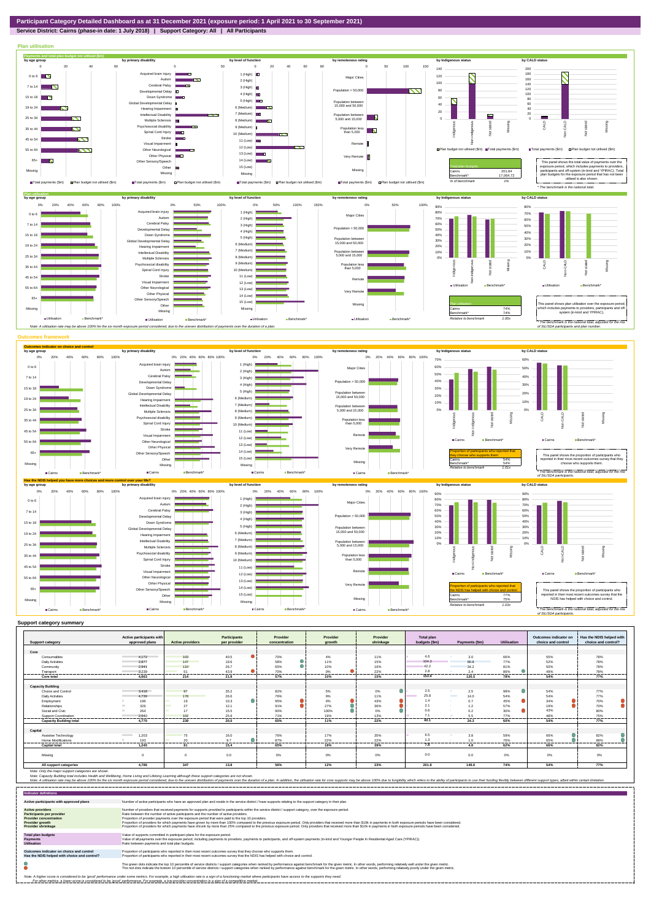# Participant Category Detailed Dashboard as at 31 December 2021 (exposure period: 1 April 2021 to 30 September 2021)

**Service District: Cairns (phase-in date: 1 July 2018) | Support Category: All | All Participants**

## Plan utilisation

**Payments and total plan budget not utilised ($m)**

by age group | by primary disability | by level of function | by remoteness rating | by Indigenous status | by CALD status

Total payments ($m) | Plan budget not utilised ($m)

| | |
|---|---|
| Total plan budgets | |
| Cairns | 201.84 |
| Benchmark* | 17,064.72 |
| % of benchmark | 1% |

This panel shows the total value of payments over the exposure period, which includes payments to providers, participants and off-system (in-kind and YPIRAC). Total plan budgets for the exposure period that has not been utilised is also shown.

*The benchmark is the national total.*

**Plan utilisation**

by age group | by primary disability | by level of function | by remoteness rating | by Indigenous status | by CALD status

Utilisation | Benchmark*

| | |
|---|---|
| Plan utilisation | |
| Cairns | 74% |
| Benchmark* | 74% |
| Relative to benchmark | 1.00x |

This panel shows plan utilisation over the exposure period, which includes payments to providers, participants and off-system (in-kind and YPIRAC).

*The benchmark is the national total, adjusted for the mix of SIL/SDA participants and plan number.*

*Note: A utilisation rate may be above 100% for the six month exposure period considered, due to the uneven distribution of payments over the duration of a plan.*

## Outcomes framework

**Outcomes indicator on choice and control**

by age group | by primary disability | by level of function | by remoteness rating | by Indigenous status | by CALD status

Cairns | Benchmark*

| | |
|---|---|
| Proportion of participants who reported that they choose who supports them | |
| Cairns | 54% |
| Benchmark* | 54% |
| Relative to benchmark | 1.01x |

This panel shows the proportion of participants who reported in their most recent outcomes survey that they choose who supports them.

*The benchmark is the national total, adjusted for the mix of SIL/SDA participants.*

**Has the NDIS helped you have more choices and more control over your life?**

by age group | by primary disability | by level of function | by remoteness rating | by Indigenous status | by CALD status

Cairns | Benchmark*

| | |
|---|---|
| Proportion of participants who reported that the NDIS has helped with choice and control | |
| Cairns | 77% |
| Benchmark* | 75% |
| Relative to benchmark | 1.03x |

This panel shows the proportion of participants who reported in their most recent outcomes survey that the NDIS has helped with choice and control.

*The benchmark is the national total, adjusted for the mix of SIL/SDA participants.*

## Support category summary

| Support category | Active participants with approved plans | Active providers | Participants per provider | Provider concentration | Provider growth | Provider shrinkage | Total plan budgets ($m) | Payments ($m) | Utilisation | Outcomes indicator on choice and control | Has the NDIS helped with choice and control? |
|---|---|---|---|---|---|---|---|---|---|---|---|
| **Core** | | | | | | | | | | | |
| Consumables | 4,172 | 103 | 40.5 | 70% | 4% | 11% | 4.6 | 3.0 | 66% | 55% | 78% |
| Daily Activities | 2,877 | 147 | 19.6 | 58% | 11% | 15% | 104.3 | 80.8 | 77% | 52% | 78% |
| Community | 2,943 | 110 | 26.7 | 65% | 10% | 16% | 42.2 | 34.2 | 81% | 50% | 78% |
| Transport | 2,239 | 51 | 43.9 | 70% | 0% | 22% | 2.8 | 2.4 | 86% | 49% | 78% |
| **Core total** | **4,663** | **214** | **21.8** | **57%** | **10%** | **15%** | **153.9** | **120.5** | **78%** | **54%** | **77%** |
| **Capacity Building** | | | | | | | | | | | |
| Choice and Control | 3,418 | 97 | 35.2 | 82% | 5% | 0% | 2.5 | 2.5 | 98% | 54% | 77% |
| Daily Activities | 4,739 | 178 | 26.6 | 76% | 9% | 11% | 25.8 | 14.0 | 54% | 54% | 77% |
| Employment | 196 | 19 | 10.3 | 95% | 0% | 43% | 1.4 | 0.7 | 45% | 34% | 70% |
| Relationships | 326 | 27 | 12.1 | 93% | 27% | 36% | 2.1 | 1.2 | 57% | 19% | 70% |
| Social and Civic | 264 | 17 | 15.5 | 90% | 100% | 0% | 0.6 | 0.2 | 30% | 43% | 80% |
| Support Coordination | 2,640 | 102 | 25.9 | 71% | 19% | 13% | 7.1 | 5.5 | 77% | 48% | 75% |
| **Capacity Building total** | **4,776** | **239** | **20.0** | **65%** | **11%** | **22%** | **40.1** | **24.3** | **60%** | **54%** | **77%** |
| **Capital** | | | | | | | | | | | |
| Assistive Technology | 1,203 | 75 | 16.0 | 76% | 17% | 35% | 6.5 | 3.8 | 59% | 66% | 82% |
| Home Modifications | 193 | 20 | 9.7 | 87% | 22% | 22% | 1.3 | 1.0 | 76% | 65% | 88% |
| **Capital total** | **1,245** | **81** | **15.4** | **65%** | **18%** | **39%** | **7.8** | **4.8** | **62%** | **66%** | **82%** |
| Missing | 0 | 0 | 0.0 | 0% | 0% | 0% | 0.0 | 0.0 | 0% | 0% | 0% |
| **All support categories** | **4,786** | **347** | **13.8** | **56%** | **12%** | **23%** | **201.8** | **149.6** | **74%** | **54%** | **77%** |

*Note: Only the major support categories are shown.*
*Note: Capacity Building total includes Health and Wellbeing, Home Living and Lifelong Learning although these support categories are not shown.*
*Note: A utilisation rate may be above 100% for the six month exposure period considered, due to the uneven distribution of payments over the duration of a plan. In addition, the utilisation rate for core supports may be above 100% due to fungibility which refers to the ability of participants to use their funding flexibly between different support types, albeit within certain limitation.*

## Indicator definitions

| | |
|---|---|
| **Active participants with approved plans** | Number of active participants who have an approved plan and reside in the service district / have supports relating to the support category in their plan. |
| **Active providers** | Number of providers that received payments for supports provided to participants within the service district / support category, over the exposure period. |
| **Participants per provider** | Ratio between the number of active participants and the number of active providers. |
| **Provider concentration** | Proportion of provider payments over the exposure period that were paid to the top 10 providers. |
| **Provider growth** | Proportion of providers for which payments have grown by more than 100% compared to the previous exposure period. Only providers that received more than $10k in payments in both exposure periods have been considered. |
| **Provider shrinkage** | Proportion of providers for which payments have shrunk by more than 25% compared to the previous exposure period. Only providers that received more than $10k in payments in both exposure periods have been considered. |
| **Total plan budgets** | Value of supports committed in participant plans for the exposure period. |
| **Payments** | Value of all payments over the exposure period, including payments to providers, payments to participants, and off-system payments (in-kind and Younger People In Residential Aged Care (YPIRAC)). |
| **Utilisation** | Ratio between payments and total plan budgets. |
| **Outcomes indicator on choice and control** | Proportion of participants who reported in their most recent outcomes survey that they choose who supports them. |
| **Has the NDIS helped with choice and control?** | Proportion of participants who reported in their most recent outcomes survey that the NDIS has helped with choice and control. |

The green dots indicate the top 10 percentile of service districts / support categories when ranked by performance against benchmark for the given metric. In other words, performing relatively well under the given metric.
The red dots indicate the bottom 10 percentile of service districts / support categories when ranked by performance against benchmark for the given metric. In other words, performing relatively poorly under the given metric.

*Note: A higher score is considered to be 'good' performance under some metrics. For example, a high utilisation rate is a sign of a functioning market where participants have access to the supports they need.*
*For other metrics, a lower score is considered to be 'good' performance. For example, a low provider concentration is a sign of a competitive market.*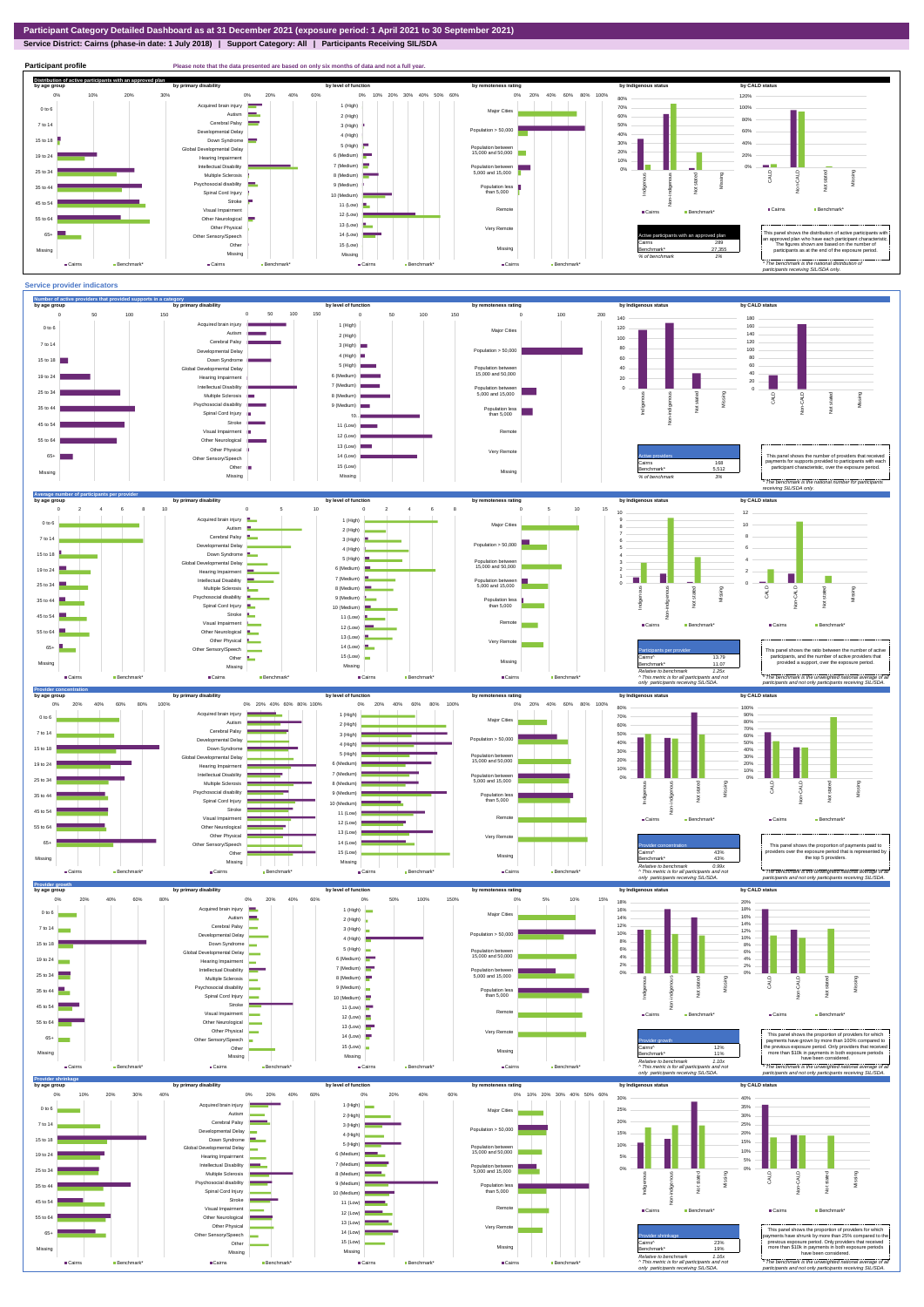# Participant Category Detailed Dashboard as at 31 December 2021 (exposure period: 1 April 2021 to 30 September 2021)

**Service District: Cairns (phase-in date: 1 July 2018) | Support Category: All | Participants Receiving SIL/SDA**

## Participant profile

Please note that the data presented are based on only six months of data and not a full year.

### Distribution of active participants with an approved plan

by age group | by primary disability | by level of function | by remoteness rating | by Indigenous status | by CALD status

| Active participants with an approved plan | |
|---|---|
| Cairns | 289 |
| Benchmark* | 27,355 |
| % of benchmark | 1% |

This panel shows the distribution of active participants with an approved plan who have each participant characteristic. The figures shown are based on the number of participants as at the end of the exposure period.

* The benchmark is the national distribution of participants receiving SIL/SDA only.

## Service provider indicators

### Number of active providers that provided supports in a category

by age group | by primary disability | by level of function | by remoteness rating | by Indigenous status | by CALD status

| Active providers | |
|---|---|
| Cairns | 168 |
| Benchmark* | 5,512 |
| % of benchmark | 3% |

This panel shows the number of providers that received payments for supports provided to participants with each participant characteristic, over the exposure period.

* The benchmark is the national number of participants receiving SIL/SDA only.

### Average number of participants per provider

by age group | by primary disability | by level of function | by remoteness rating | by Indigenous status | by CALD status

| Participants per provider | |
|---|---|
| Cairns^ | 13.79 |
| Benchmark* | 11.07 |
| Relative to benchmark | 1.25x |

^ This metric is for all participants and not only participants receiving SIL/SDA.

This panel shows the ratio between the number of active participants, and the number of active providers that provided a support, over the exposure period.

* The benchmark is the unweighted national average of all participants and not only participants receiving SIL/SDA.

### Provider concentration

by age group | by primary disability | by level of function | by remoteness rating | by Indigenous status | by CALD status

| Provider concentration | |
|---|---|
| Cairns^ | 43% |
| Benchmark* | 43% |
| Relative to benchmark | 0.99x |

^ This metric is for all participants and not only participants receiving SIL/SDA.

This panel shows the proportion of payments paid to providers over the exposure period that is represented by the top 5 providers.

* The benchmark is the unweighted national average of all participants and not only participants receiving SIL/SDA.

### Provider growth

by age group | by primary disability | by level of function | by remoteness rating | by Indigenous status | by CALD status

| Provider growth | |
|---|---|
| Cairns^ | 12% |
| Benchmark* | 11% |
| Relative to benchmark | 1.10x |

^ This metric is for all participants and not only participants receiving SIL/SDA.

This panel shows the proportion of providers for which payments have grown by more than 100% compared to the previous exposure period. Only providers that received more than $10k in payments in both exposure periods have been considered.

* The benchmark is the unweighted national average of all participants and not only participants receiving SIL/SDA.

### Provider shrinkage

by age group | by primary disability | by level of function | by remoteness rating | by Indigenous status | by CALD status

| Provider shrinkage | |
|---|---|
| Cairns^ | 23% |
| Benchmark* | 19% |
| Relative to benchmark | 1.16x |

^ This metric is for all participants and not only participants receiving SIL/SDA.

This panel shows the proportion of providers for which payments have shrunk by more than 25% compared to the previous exposure period. Only providers that received more than $10k in payments in both exposure periods have been considered.

* The benchmark is the unweighted national average of all participants and not only participants receiving SIL/SDA.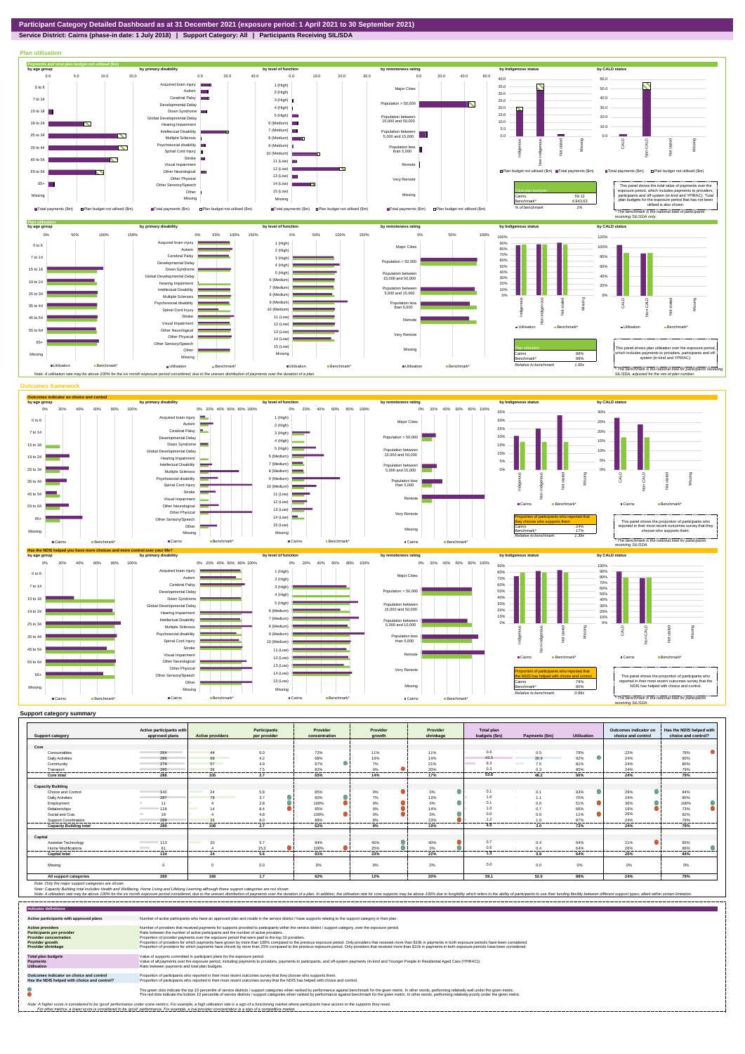# Participant Category Detailed Dashboard as at 31 December 2021 (exposure period: 1 April 2021 to 30 September 2021)

**Service District: Cairns (phase-in date: 1 July 2018) | Support Category: All | Participants Receiving SIL/SDA**

## Plan utilisation

**Payments and total plan budget not utilised ($m)**

by age group: 0 to 6, 7 to 14, 15 to 18, 19 to 24, 25 to 34, 35 to 44, 45 to 54, 55 to 64, 65+, Missing

by primary disability: Acquired brain injury, Autism, Cerebral Palsy, Developmental Delay, Down Syndrome, Global Developmental Delay, Hearing Impairment, Intellectual Disability, Multiple Sclerosis, Psychosocial disability, Spinal Cord Injury, Stroke, Visual Impairment, Other Neurological, Other Physical, Other Sensory/Speech, Other, Missing

by level of function: 1 (High) to 15 (Low), Missing

by remoteness rating: Major Cities, Population > 50,000, Population between 15,000 and 50,000, Population between 5,000 and 15,000, Population less than 5,000, Remote, Very Remote, Missing

by Indigenous status: Indigenous, Non-indigenous, Not stated, Missing

by CALD status: CALD, Non-CALD, Not stated, Missing

Total plan budgets
Cairns 59.12
Benchmark* 4,943.63
% of benchmark 1%

This panel shows the total value of payments over the exposure period, which includes payments to providers, participants and off-system (in-kind and YPIRAC). Total plan budgets for the exposure period that has not been utilised is also shown.

*The benchmark is the national total for participants receiving SIL/SDA only.

**Plan utilisation**

Plan utilisation
Cairns 88%
Benchmark* 88%
Relative to benchmark 1.00x

This panel shows plan utilisation over the exposure period, which includes payments to providers, participants and off-system (in-kind and YPIRAC).

*The benchmark is the national total for participants receiving SIL/SDA, adjusted for the mix of plan number.

Note: A utilisation rate may be above 100% for the six month exposure period considered, due to the uneven distribution of payments over the duration of a plan.

## Outcomes framework

**Outcomes indicator on choice and control**

Proportion of participants who reported that they choose who supports them
Cairns 24%
Benchmark* 17%
Relative to benchmark 1.39x

This panel shows the proportion of participants who reported in their most recent outcomes survey that they choose who supports them.

*The benchmark is the national total for participants receiving SIL/SDA.

**Has the NDIS helped you have more choices and more control over your life?**

Proportion of participants who reported that the NDIS has helped with choice and control
Cairns 79%
Benchmark* 80%
Relative to benchmark 0.99x

This panel shows the proportion of participants who reported in their most recent outcomes survey that the NDIS has helped with choice and control.

*The benchmark is the national total for participants receiving SIL/SDA.

## Support category summary

| Support category | Active participants with approved plans | Active providers | Participants per provider | Provider concentration | Provider growth | Provider shrinkage | Total plan budgets ($m) | Payments ($m) | Utilisation | Outcomes indicator on choice and control | Has the NDIS helped with choice and control? |
|---|---|---|---|---|---|---|---|---|---|---|---|
| **Core** | | | | | | | | | | | |
| Consumables | 264 | 44 | 6.0 | 72% | 11% | 11% | 0.6 | 0.5 | 79% | 22% | 78% |
| Daily Activities | 286 | 68 | 4.2 | 68% | 16% | 14% | 43.5 | 39.9 | 92% | 24% | 80% |
| Community | 279 | 57 | 4.9 | 67% | 7% | 21% | 9.3 | 7.5 | 81% | 24% | 80% |
| Transport | 285 | 38 | 7.5 | 82% | 0% | 20% | 0.3 | 0.3 | 85% | 24% | 79% |
| **Core total** | **288** | **105** | **2.7** | **65%** | **14%** | **17%** | **53.8** | **48.2** | **90%** | **24%** | **79%** |
| **Capacity Building** | | | | | | | | | | | |
| Choice and Control | 140 | 24 | 5.8 | 85% | 0% | 0% | 0.1 | 0.1 | 93% | 29% | 84% |
| Daily Activities | 287 | 78 | 3.7 | 60% | 7% | 13% | 1.6 | 1.1 | 70% | 24% | 80% |
| Employment | 11 | 4 | 2.8 | 100% | 0% | 0% | 0.1 | 0.0 | 51% | 36% | 100% |
| Relationships | 118 | 14 | 8.4 | 95% | 0% | 14% | 1.0 | 0.7 | 66% | 19% | 73% |
| Social and Civic | 19 | 4 | 4.8 | 100% | 0% | 0% | 0.0 | 0.0 | 11% | 26% | 82% |
| Support Coordination | 289 | 36 | 8.0 | 88% | 8% | 23% | 1.2 | 1.0 | 87% | 24% | 79% |
| **Capacity Building total** | **289** | **108** | **2.7** | **62%** | **9%** | **19%** | **4.0** | **3.0** | **73%** | **24%** | **79%** |
| **Capital** | | | | | | | | | | | |
| Assistive Technology | 113 | 20 | 5.7 | 94% | 40% | 40% | 0.7 | 0.4 | 64% | 21% | 85% |
| Home Modifications | 61 | 4 | 15.3 | 100% | 25% | 0% | 0.6 | 0.4 | 64% | 26% | 86% |
| **Capital total** | **134** | **24** | **5.6** | **91%** | **33%** | **22%** | **1.3** | **0.8** | **64%** | **20%** | **84%** |
| Missing | 0 | 0 | 0.0 | 0% | 0% | 0% | 0.0 | 0.0 | 0% | 0% | 0% |
| **All support categories** | **289** | **168** | **1.7** | **62%** | **12%** | **20%** | **59.1** | **52.0** | **88%** | **24%** | **79%** |

Note: Only the major support categories are shown.
Note: Capacity Building total includes Health and Wellbeing, Home Living and Lifelong Learning although these support categories are not shown.
Note: A utilisation rate may be above 100% for the six month exposure period considered, due to the uneven distribution of payments over the duration of a plan. In addition, the utilisation rate for core supports may be above 100% due to fungibility which refers to the ability of participants to use their funding flexibly between different support types, albeit within certain limitation.

## Indicator definitions

| | |
|---|---|
| **Active participants with approved plans** | Number of active participants who have an approved plan and reside in the service district / have supports relating to the support category in their plan. |
| **Active providers** | Number of providers that received payments for supports provided to participants within the service district / support category, over the exposure period. |
| **Participants per provider** | Ratio between the number of active participants and the number of active providers. |
| **Provider concentration** | Proportion of provider payments over the exposure period that were paid to the top 10 providers. |
| **Provider growth** | Proportion of providers for which payments have grown by more than 100% compared to the previous exposure period. Only providers that received more than $10k in payments in both exposure periods have been considered. |
| **Provider shrinkage** | Proportion of providers for which payments have shrunk by more than 25% compared to the previous exposure period. Only providers that received more than $10k in payments in both exposure periods have been considered. |
| **Total plan budgets** | Value of supports committed in participant plans for the exposure period. |
| **Payments** | Value of all payments over the exposure period, including payments to providers, payments to participants, and off-system payments (in-kind and Younger People In Residential Aged Care (YPIRAC)). |
| **Utilisation** | Ratio between payments and total plan budgets. |
| **Outcomes indicator on choice and control** | Proportion of participants who reported in their most recent outcomes survey that they choose who supports them. |
| **Has the NDIS helped with choice and control?** | Proportion of participants who reported in their most recent outcomes survey that the NDIS has helped with choice and control. |

The green dots indicate the top 10 percentile of service districts / support categories when ranked by performance against benchmark for the given metric. In other words, performing relatively well under the given metric.
The red dots indicate the bottom 10 percentile of service districts / support categories when ranked by performance against benchmark for the given metric. In other words, performing relatively poorly under the given metric.

Note: A higher score is considered to be 'good' performance under some metrics. For example, a high utilisation rate is a sign of a functioning market where participants have access to the supports they need.
For other metrics, a lower score is considered to be 'good' performance. For example, a low provider concentration is a sign of a competitive market.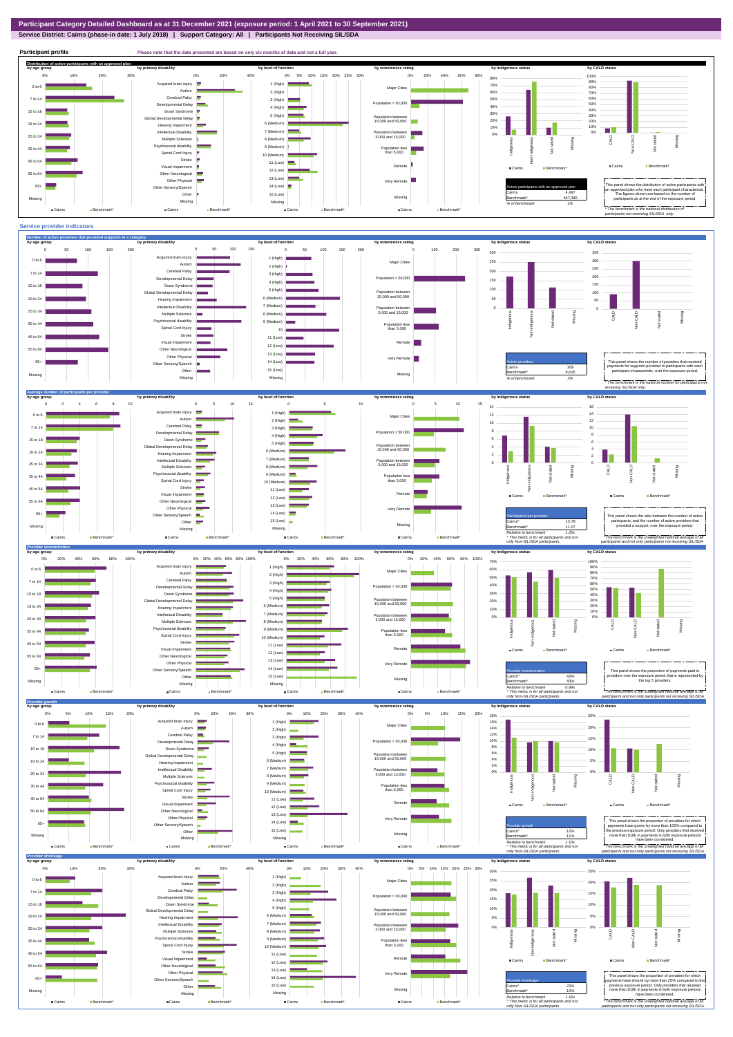# Participant Category Detailed Dashboard as at 31 December 2021 (exposure period: 1 April 2021 to 30 September 2021)

**Service District: Cairns (phase-in date: 1 July 2018) | Support Category: All | Participants Not Receiving SIL/SDA**

## Participant profile

Please note that the data presented are based on only six months of data and not a full year.

### Distribution of active participants with an approved plan

by age group | by primary disability | by level of function | by remoteness rating | by Indigenous status | by CALD status

| Active participants with an approved plan | |
|---|---|
| Cairns | 4,497 |
| Benchmark* | 457,345 |
| % of benchmark | 1% |

This panel shows the distribution of active participants with an approved plan who have each participant characteristic. The figures shown are based on the number of participants as at the end of the exposure period.

* The benchmark is the national distribution of participants not receiving SIL/SDA only.

## Service provider indicators

### Number of active providers that provided supports in a category

by age group | by primary disability | by level of function | by remoteness rating | by Indigenous status | by CALD status

| Active providers | |
|---|---|
| Cairns | 309 |
| Benchmark* | 9,615 |
| % of benchmark | 3% |

This panel shows the number of providers that received payments for supports provided to participants with each participant characteristic, over the exposure period.

* The benchmark is the national number for participants not receiving SIL/SDA only.

### Average number of participants per provider

by age group | by primary disability | by level of function | by remoteness rating | by Indigenous status | by CALD status

| Participants per provider | |
|---|---|
| Cairns^ | 13.79 |
| Benchmark* | 11.07 |
| Relative to benchmark | 1.25x |

^ This metric is for all participants and not only Non-SIL/SDA participants.

This panel shows the ratio between the number of active participants, and the number of active providers that provided a support, over the exposure period.

* The benchmark is the unweighted national average of all participants and not only participants not receiving SIL/SDA.

### Provider concentration

by age group | by primary disability | by level of function | by remoteness rating | by Indigenous status | by CALD status

| Provider concentration | |
|---|---|
| Cairns^ | 43% |
| Benchmark* | 43% |
| Relative to benchmark | 0.99x |

^ This metric is for all participants and not only Non-SIL/SDA participants.

This panel shows the proportion of payments paid to providers over the exposure period that is represented by the top 5 providers.

* The benchmark is the unweighted national average of all participants and not only participants not receiving SIL/SDA.

### Provider growth

by age group | by primary disability | by level of function | by remoteness rating | by Indigenous status | by CALD status

| Provider growth | |
|---|---|
| Cairns^ | 12% |
| Benchmark* | 11% |
| Relative to benchmark | 1.10x |

^ This metric is for all participants and not only Non-SIL/SDA participants.

This panel shows the proportion of providers for which payments have grown by more than 100% compared to the previous exposure period. Only providers that received more than $10k in payments in both exposure periods have been considered.

* The benchmark is the unweighted national average of all participants and not only participants not receiving SIL/SDA.

### Provider shrinkage

by age group | by primary disability | by level of function | by remoteness rating | by Indigenous status | by CALD status

| Provider shrinkage | |
|---|---|
| Cairns^ | 23% |
| Benchmark* | 19% |
| Relative to benchmark | 1.16x |

^ This metric is for all participants and not only Non-SIL/SDA participants.

This panel shows the proportion of providers for which payments have shrunk by more than 25% compared to the previous exposure period. Only providers that received more than $10k in payments in both exposure periods have been considered.

* The benchmark is the unweighted national average of all participants and not only participants not receiving SIL/SDA.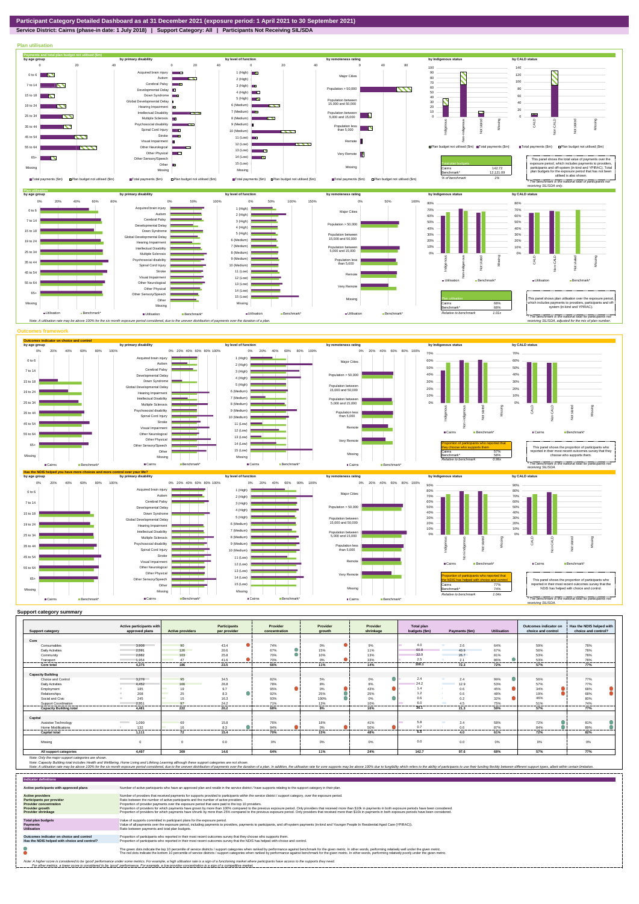# Participant Category Detailed Dashboard as at 31 December 2021 (exposure period: 1 April 2021 to 30 September 2021)

**Service District: Cairns (phase-in date: 1 July 2018) | Support Category: All | Participants Not Receiving SIL/SDA**

## Plan utilisation

**Payments and total plan budget not utilised ($m)**

by age group: 0 to 6, 7 to 14, 15 to 18, 19 to 24, 25 to 34, 35 to 44, 45 to 54, 55 to 64, 65+, Missing
■Total payments ($m) □Plan budget not utilised ($m)

by primary disability: Acquired brain injury, Autism, Cerebral Palsy, Developmental Delay, Down Syndrome, Global Developmental Delay, Hearing Impairment, Intellectual Disability, Multiple Sclerosis, Psychosocial disability, Spinal Cord Injury, Stroke, Visual Impairment, Other Neurological, Other Physical, Other Sensory/Speech, Other, Missing

by level of function: 1 (High) – 15 (Low), Missing

by remoteness rating: Major Cities, Population > 50,000, Population between 15,000 and 50,000, Population between 5,000 and 15,000, Population less than 5,000, Remote, Very Remote, Missing

by Indigenous status: Indigenous, Non-indigenous, Not stated, Missing

by CALD status: CALD, Non-CALD, Not stated, Missing

Total plan budgets
Cairns 142.72
Benchmark* 12,121.09
% of benchmark 1%

This panel shows the total value of payments over the exposure period, which includes payments to providers, participants and off-system (in-kind and YPIRAC). Total plan budgets for the exposure period that has not been utilised is also shown.

*The benchmark is the national total for participants not receiving SIL/SDA only.

**Plan utilisation**

■Utilisation ■Benchmark*

Plan utilisation
Cairns 68%
Benchmark* 68%
Relative to benchmark 1.01x

This panel shows plan utilisation over the exposure period, which includes payments to providers, participants and off-system (in-kind and YPIRAC).

*The benchmark is the national total for participants not receiving SIL/SDA, adjusted for the mix of plan number.

Note: A utilisation rate may be above 100% for the six month exposure period considered, due to the uneven distribution of payments over the duration of a plan.

## Outcomes framework

**Outcomes indicator on choice and control**

■Cairns ■Benchmark*

Proportion of participants who reported that they choose who supports them
Cairns 57%
Benchmark* 59%
Relative to benchmark 0.96x

This panel shows the proportion of participants who reported in their most recent outcomes survey that they choose who supports them.

*The benchmark is the national total for participants not receiving SIL/SDA.

**Has the NDIS helped you have more choices and more control over your life?**

Proportion of participants who reported that the NDIS has helped with choice and control
Cairns 77%
Benchmark* 74%
Relative to benchmark 1.04x

This panel shows the proportion of participants who reported in their most recent outcomes survey that the NDIS has helped with choice and control.

*The benchmark is the national total for participants not receiving SIL/SDA.

## Support category summary

| Support category | Active participants with approved plans | Active providers | Participants per provider | Provider concentration | Provider growth | Provider shrinkage | Total plan budgets ($m) | Payments ($m) | Utilisation | Outcomes indicator on choice and control | Has the NDIS helped with choice and control? |
|---|---|---|---|---|---|---|---|---|---|---|---|
| **Core** | | | | | | | | | | | |
| Consumables | 3,908 | 90 | 43.4 | 74% | 0% | 9% | 4.0 | 2.6 | 64% | 59% | 78% |
| Daily Activities | 2,591 | 126 | 20.6 | 67% | 15% | 11% | 60.8 | 40.9 | 67% | 56% | 78% |
| Community | 2,662 | 103 | 25.8 | 70% | 10% | 13% | 32.9 | 26.7 | 81% | 53% | 78% |
| Transport | 1,954 | 47 | 41.6 | 70% | 0% | 33% | 2.5 | 2.1 | 86% | 53% | 78% |
| **Core total** | **4,375** | **186** | **23.5** | **66%** | **11%** | **14%** | **100.1** | **72.3** | **72%** | **57%** | **77%** |
| **Capacity Building** | | | | | | | | | | | |
| Choice and Control | 3,278 | 95 | 34.5 | 82% | 5% | 0% | 2.4 | 2.4 | 99% | 56% | 77% |
| Daily Activities | 4,452 | 166 | 26.8 | 78% | 8% | 8% | 24.2 | 12.9 | 53% | 57% | 77% |
| Employment | 185 | 19 | 9.7 | 95% | 0% | 43% | 1.4 | 0.6 | 45% | 34% | 68% |
| Relationships | 208 | 25 | 8.3 | 92% | 25% | 25% | 1.2 | 0.6 | 48% | 19% | 68% |
| Social and Civic | 245 | 15 | 16.3 | 93% | 100% | 0% | 0.6 | 0.2 | 32% | 46% | 80% |
| Support Coordination | 2,351 | 97 | 24.2 | 71% | 13% | 10% | 6.0 | 4.5 | 75% | 51% | 74% |
| **Capacity Building total** | **4,481** | **222** | **20.2** | **66%** | **8%** | **16%** | **36.1** | **21.3** | **59%** | **57%** | **77%** |
| **Capital** | | | | | | | | | | | |
| Assistive Technology | 1,090 | 69 | 15.8 | 76% | 18% | 41% | 5.8 | 3.4 | 58% | 72% | 81% |
| Home Modifications | 132 | 16 | 8.3 | 94% | 0% | 50% | 0.7 | 0.6 | 87% | 84% | 89% |
| **Capital total** | **1,111** | **72** | **15.4** | **70%** | **15%** | **48%** | **6.5** | **4.0** | **61%** | **72%** | **82%** |
| Missing | 0 | 0 | 0.0 | 0% | 0% | 0% | 0.0 | 0.0 | 0% | 0% | 0% |
| **All support categories** | **4,497** | **309** | **14.6** | **64%** | **11%** | **24%** | **142.7** | **97.6** | **68%** | **57%** | **77%** |

Note: Only the major support categories are shown.
Note: Capacity Building total includes Health and Wellbeing, Home Living and Lifelong Learning although these support categories are not shown.
Note: A utilisation rate may be above 100% for the six month exposure period considered, due to the uneven distribution of payments over the duration of a plan. In addition, the utilisation rate for core supports may be above 100% due to fungibility which refers to the ability of participants to use their funding flexibly between different support types, albeit within certain limitation.

## Indicator definitions

| Indicator | Definition |
|---|---|
| **Active participants with approved plans** | Number of active participants who have an approved plan and reside in the service district / have supports relating to the support category in their plan. |
| **Active providers** | Number of providers that received payments for supports provided to participants within the service district / support category, over the exposure period. |
| **Participants per provider** | Ratio between the number of active participants and the number of active providers. |
| **Provider concentration** | Proportion of provider payments over the exposure period that were paid to the top 10 providers. |
| **Provider growth** | Proportion of providers for which payments have grown by more than 100% compared to the previous exposure period. Only providers that received more than $10k in payments in both exposure periods have been considered. |
| **Provider shrinkage** | Proportion of providers for which payments have shrunk by more than 25% compared to the previous exposure period. Only providers that received more than $10k in payments in both exposure periods have been considered. |
| **Total plan budgets** | Value of supports committed in participant plans for the exposure period. |
| **Payments** | Value of all payments over the exposure period, including payments to providers, payments to participants, and off-system payments (in-kind and Younger People In Residential Aged Care (YPIRAC)). |
| **Utilisation** | Ratio between payments and total plan budgets. |
| **Outcomes indicator on choice and control** | Proportion of participants who reported in their most recent outcomes survey that they choose who supports them. |
| **Has the NDIS helped with choice and control?** | Proportion of participants who reported in their most recent outcomes survey that the NDIS has helped with choice and control. |

The green dots indicate the top 10 percentile of service districts / support categories when ranked by performance against benchmark for the given metric. In other words, performing relatively well under the given metric.
The red dots indicate the bottom 10 percentile of service districts / support categories when ranked by performance against benchmark for the given metric. In other words, performing relatively poorly under the given metric.

Note: A higher score is considered to be 'good' performance under some metrics. For example, a high utilisation rate is a sign of a functioning market where participants have access to the supports they need.
For other metrics, a lower score is considered to be 'good' performance. For example, a low provider concentration is a sign of a competitive market.